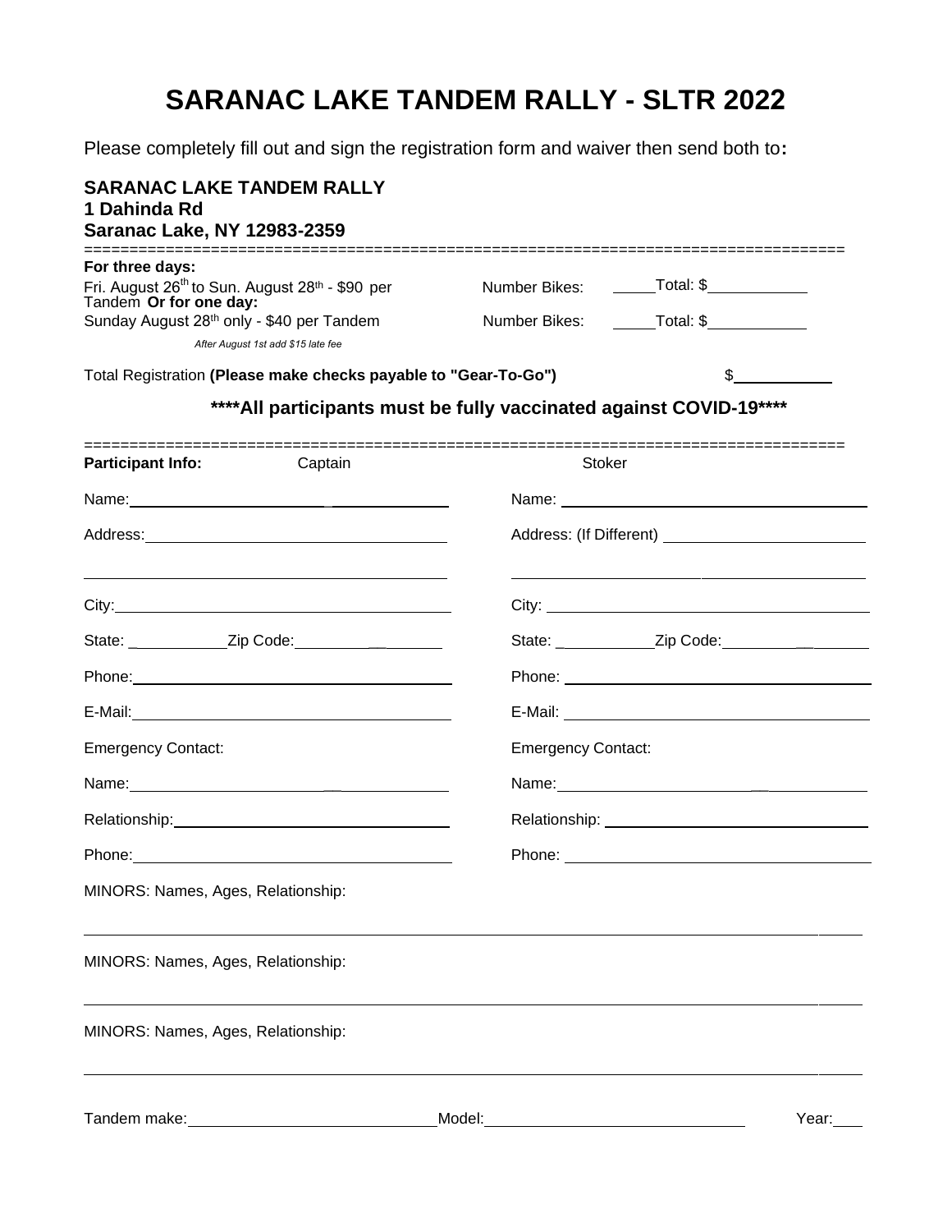# SARANAC LAKE TANDEM RALLY - SLTR 2022

Please completely fill out and sign the registration form and waiver then send both to**:**

**SARANAC LAKE TANDEM RALLY**
**1 Dahinda Rd**
**Saranac Lake, NY 12983-2359**

---

**For three days:**
Fri. August 26th to Sun. August 28th - $90 per Tandem **Or for one day:** Number Bikes: _____ Total: $___________
Sunday August 28th only - $40 per Tandem Number Bikes: _____ Total: $___________

*After August 1st add $15 late fee*

Total Registration **(Please make checks payable to "Gear-To-Go")** $___________

### ****All participants must be fully vaccinated against COVID-19****

---

| **Participant Info:** Captain | Stoker |
|---|---|
| Name: ______________________ | Name: ______________________ |
| Address: ______________________ | Address: (If Different) ______________________ |
| ______________________ | ______________________ |
| City: ______________________ | City: ______________________ |
| State: ___________ Zip Code: ___________ | State: ___________ Zip Code: ___________ |
| Phone: ______________________ | Phone: ______________________ |
| E-Mail: ______________________ | E-Mail: ______________________ |
| Emergency Contact: | Emergency Contact: |
| Name: ______________________ | Name: ______________________ |
| Relationship: ______________________ | Relationship: ______________________ |
| Phone: ______________________ | Phone: ______________________ |

MINORS: Names, Ages, Relationship:

______________________________________________________________________

MINORS: Names, Ages, Relationship:

______________________________________________________________________

MINORS: Names, Ages, Relationship:

______________________________________________________________________

Tandem make: ______________________ Model: ______________________ Year: ____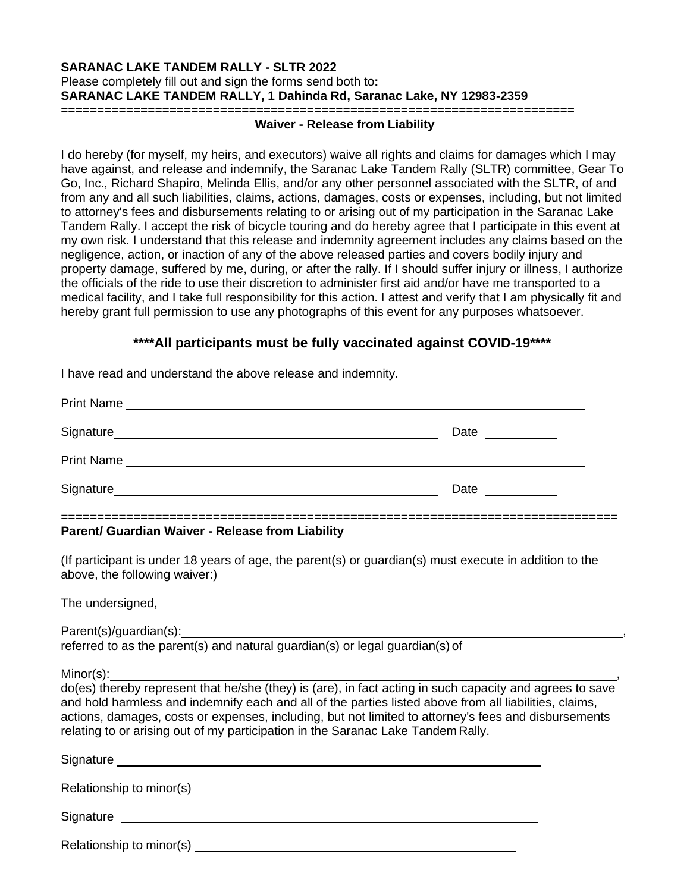**SARANAC LAKE TANDEM RALLY - SLTR 2022**
Please completely fill out and sign the forms send both to**:**
**SARANAC LAKE TANDEM RALLY, 1 Dahinda Rd, Saranac Lake, NY 12983-2359**

========================================================================

**Waiver - Release from Liability**

I do hereby (for myself, my heirs, and executors) waive all rights and claims for damages which I may have against, and release and indemnify, the Saranac Lake Tandem Rally (SLTR) committee, Gear To Go, Inc., Richard Shapiro, Melinda Ellis, and/or any other personnel associated with the SLTR, of and from any and all such liabilities, claims, actions, damages, costs or expenses, including, but not limited to attorney's fees and disbursements relating to or arising out of my participation in the Saranac Lake Tandem Rally. I accept the risk of bicycle touring and do hereby agree that I participate in this event at my own risk. I understand that this release and indemnity agreement includes any claims based on the negligence, action, or inaction of any of the above released parties and covers bodily injury and property damage, suffered by me, during, or after the rally. If I should suffer injury or illness, I authorize the officials of the ride to use their discretion to administer first aid and/or have me transported to a medical facility, and I take full responsibility for this action. I attest and verify that I am physically fit and hereby grant full permission to use any photographs of this event for any purposes whatsoever.

**\*\*\*\*All participants must be fully vaccinated against COVID-19\*\*\*\***

I have read and understand the above release and indemnity.

Print Name ______________________________________________

Signature ________________________________ Date __________

Print Name ______________________________________________

Signature ________________________________ Date __________

========================================================================

**Parent/ Guardian Waiver - Release from Liability**

(If participant is under 18 years of age, the parent(s) or guardian(s) must execute in addition to the above, the following waiver:)

The undersigned,

Parent(s)/guardian(s):______________________________________________,
referred to as the parent(s) and natural guardian(s) or legal guardian(s) of

Minor(s):______________________________________________,
do(es) thereby represent that he/she (they) is (are), in fact acting in such capacity and agrees to save and hold harmless and indemnify each and all of the parties listed above from all liabilities, claims, actions, damages, costs or expenses, including, but not limited to attorney's fees and disbursements relating to or arising out of my participation in the Saranac Lake Tandem Rally.

Signature ______________________________________________

Relationship to minor(s) ________________________________

Signature ______________________________________________

Relationship to minor(s) ________________________________